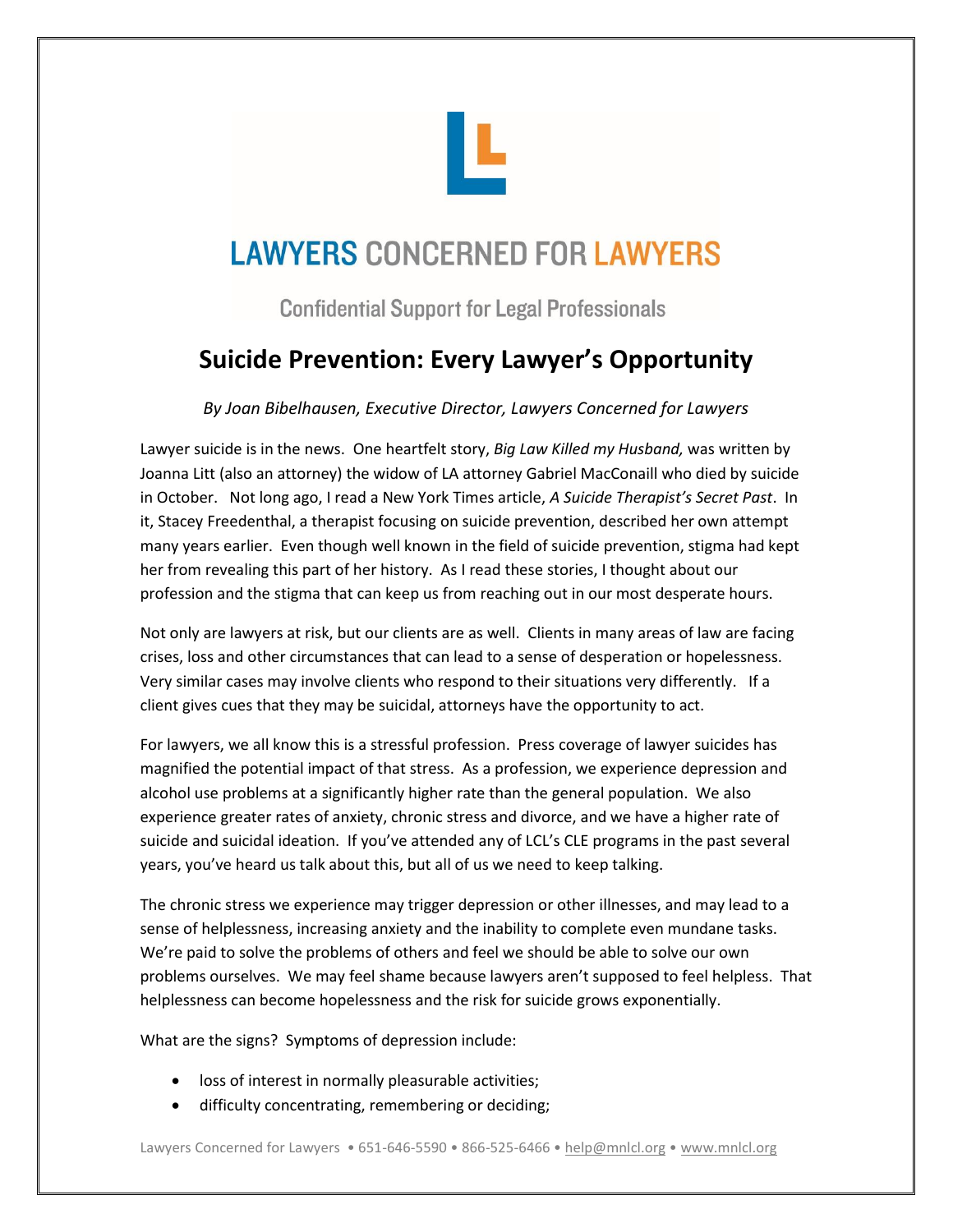# LAWYERS CONCERNED FOR LAWYERS

Confidential Support for Legal Professionals

## Suicide Prevention: Every Lawyer's Opportunity

*By Joan Bibelhausen, Executive Director, Lawyers Concerned for Lawyers*

Lawyer suicide is in the news. One heartfelt story, *Big Law Killed my Husband,* was written by Joanna Litt (also an attorney) the widow of LA attorney Gabriel MacConaill who died by suicide in October. Not long ago, I read a New York Times article, *A Suicide Therapist's Secret Past*. In it, Stacey Freedenthal, a therapist focusing on suicide prevention, described her own attempt many years earlier. Even though well known in the field of suicide prevention, stigma had kept her from revealing this part of her history. As I read these stories, I thought about our profession and the stigma that can keep us from reaching out in our most desperate hours.

Not only are lawyers at risk, but our clients are as well. Clients in many areas of law are facing crises, loss and other circumstances that can lead to a sense of desperation or hopelessness. Very similar cases may involve clients who respond to their situations very differently. If a client gives cues that they may be suicidal, attorneys have the opportunity to act.

For lawyers, we all know this is a stressful profession. Press coverage of lawyer suicides has magnified the potential impact of that stress. As a profession, we experience depression and alcohol use problems at a significantly higher rate than the general population. We also experience greater rates of anxiety, chronic stress and divorce, and we have a higher rate of suicide and suicidal ideation. If you've attended any of LCL's CLE programs in the past several years, you've heard us talk about this, but all of us we need to keep talking.

The chronic stress we experience may trigger depression or other illnesses, and may lead to a sense of helplessness, increasing anxiety and the inability to complete even mundane tasks. We're paid to solve the problems of others and feel we should be able to solve our own problems ourselves. We may feel shame because lawyers aren't supposed to feel helpless. That helplessness can become hopelessness and the risk for suicide grows exponentially.

What are the signs? Symptoms of depression include:

- loss of interest in normally pleasurable activities;
- difficulty concentrating, remembering or deciding;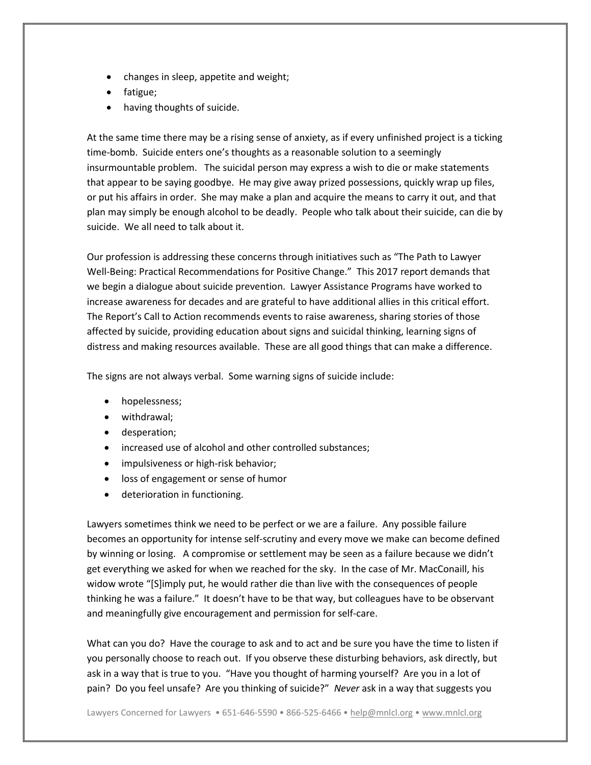- changes in sleep, appetite and weight;
- fatigue;
- having thoughts of suicide.

At the same time there may be a rising sense of anxiety, as if every unfinished project is a ticking time-bomb. Suicide enters one's thoughts as a reasonable solution to a seemingly insurmountable problem. The suicidal person may express a wish to die or make statements that appear to be saying goodbye. He may give away prized possessions, quickly wrap up files, or put his affairs in order. She may make a plan and acquire the means to carry it out, and that plan may simply be enough alcohol to be deadly. People who talk about their suicide, can die by suicide. We all need to talk about it.

Our profession is addressing these concerns through initiatives such as "The Path to Lawyer Well-Being: Practical Recommendations for Positive Change." This 2017 report demands that we begin a dialogue about suicide prevention. Lawyer Assistance Programs have worked to increase awareness for decades and are grateful to have additional allies in this critical effort. The Report's Call to Action recommends events to raise awareness, sharing stories of those affected by suicide, providing education about signs and suicidal thinking, learning signs of distress and making resources available. These are all good things that can make a difference.

The signs are not always verbal. Some warning signs of suicide include:

- hopelessness;
- withdrawal;
- desperation;
- increased use of alcohol and other controlled substances;
- impulsiveness or high-risk behavior;
- loss of engagement or sense of humor
- deterioration in functioning.

Lawyers sometimes think we need to be perfect or we are a failure. Any possible failure becomes an opportunity for intense self-scrutiny and every move we make can become defined by winning or losing. A compromise or settlement may be seen as a failure because we didn't get everything we asked for when we reached for the sky. In the case of Mr. MacConaill, his widow wrote "[S]imply put, he would rather die than live with the consequences of people thinking he was a failure." It doesn't have to be that way, but colleagues have to be observant and meaningfully give encouragement and permission for self-care.

What can you do? Have the courage to ask and to act and be sure you have the time to listen if you personally choose to reach out. If you observe these disturbing behaviors, ask directly, but ask in a way that is true to you. "Have you thought of harming yourself? Are you in a lot of pain? Do you feel unsafe? Are you thinking of suicide?" *Never* ask in a way that suggests you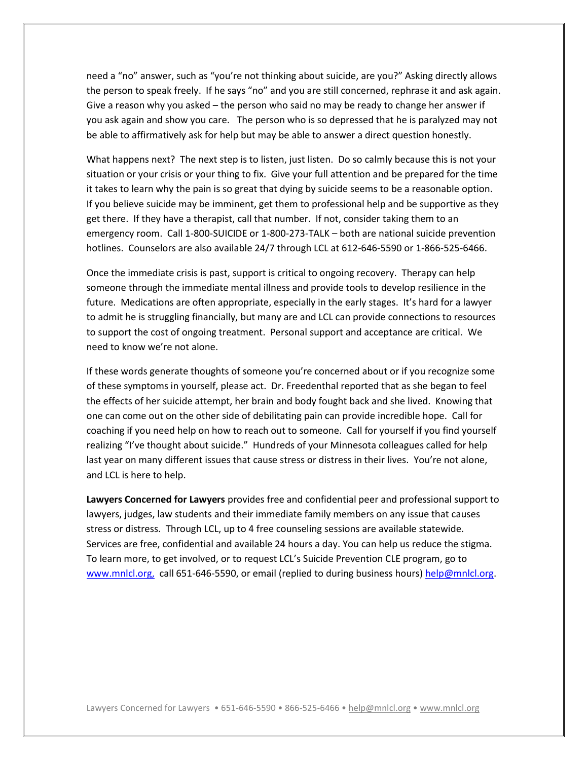need a "no" answer, such as "you're not thinking about suicide, are you?" Asking directly allows the person to speak freely. If he says "no" and you are still concerned, rephrase it and ask again. Give a reason why you asked – the person who said no may be ready to change her answer if you ask again and show you care. The person who is so depressed that he is paralyzed may not be able to affirmatively ask for help but may be able to answer a direct question honestly.

What happens next? The next step is to listen, just listen. Do so calmly because this is not your situation or your crisis or your thing to fix. Give your full attention and be prepared for the time it takes to learn why the pain is so great that dying by suicide seems to be a reasonable option. If you believe suicide may be imminent, get them to professional help and be supportive as they get there. If they have a therapist, call that number. If not, consider taking them to an emergency room. Call 1-800-SUICIDE or 1-800-273-TALK – both are national suicide prevention hotlines. Counselors are also available 24/7 through LCL at 612-646-5590 or 1-866-525-6466.

Once the immediate crisis is past, support is critical to ongoing recovery. Therapy can help someone through the immediate mental illness and provide tools to develop resilience in the future. Medications are often appropriate, especially in the early stages. It's hard for a lawyer to admit he is struggling financially, but many are and LCL can provide connections to resources to support the cost of ongoing treatment. Personal support and acceptance are critical. We need to know we're not alone.

If these words generate thoughts of someone you're concerned about or if you recognize some of these symptoms in yourself, please act. Dr. Freedenthal reported that as she began to feel the effects of her suicide attempt, her brain and body fought back and she lived. Knowing that one can come out on the other side of debilitating pain can provide incredible hope. Call for coaching if you need help on how to reach out to someone. Call for yourself if you find yourself realizing "I've thought about suicide." Hundreds of your Minnesota colleagues called for help last year on many different issues that cause stress or distress in their lives. You're not alone, and LCL is here to help.

**Lawyers Concerned for Lawyers** provides free and confidential peer and professional support to lawyers, judges, law students and their immediate family members on any issue that causes stress or distress. Through LCL, up to 4 free counseling sessions are available statewide. Services are free, confidential and available 24 hours a day. You can help us reduce the stigma. To learn more, to get involved, or to request LCL's Suicide Prevention CLE program, go to www.mnlcl.org, call 651-646-5590, or email (replied to during business hours) help@mnlcl.org.

Lawyers Concerned for Lawyers • 651-646-5590 • 866-525-6466 • help@mnlcl.org • www.mnlcl.org